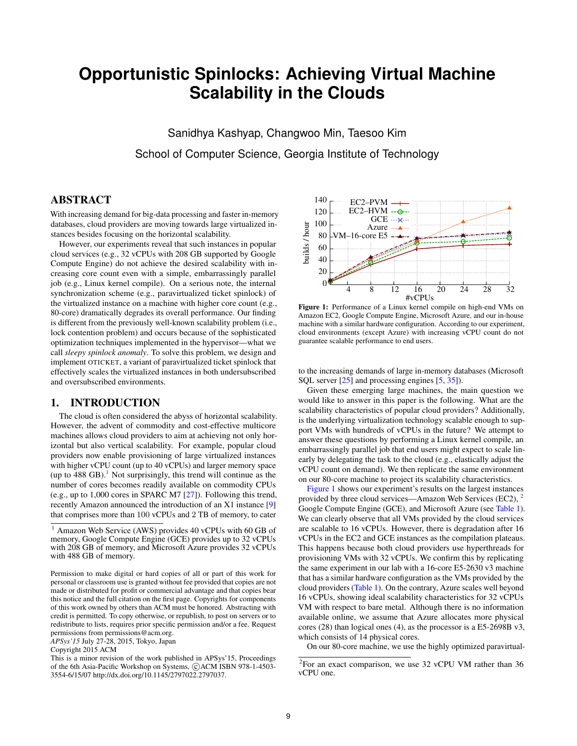# Opportunistic Spinlocks: Achieving Virtual Machine Scalability in the Clouds

Sanidhya Kashyap, Changwoo Min, Taesoo Kim

School of Computer Science, Georgia Institute of Technology

## ABSTRACT

With increasing demand for big-data processing and faster in-memory databases, cloud providers are moving towards large virtualized instances besides focusing on the horizontal scalability.

However, our experiments reveal that such instances in popular cloud services (e.g., 32 vCPUs with 208 GB supported by Google Compute Engine) do not achieve the desired scalability with increasing core count even with a simple, embarrassingly parallel job (e.g., Linux kernel compile). On a serious note, the internal synchronization scheme (e.g., paravirtualized ticket spinlock) of the virtualized instance on a machine with higher core count (e.g., 80-core) dramatically degrades its overall performance. Our finding is different from the previously well-known scalability problem (i.e., lock contention problem) and occurs because of the sophisticated optimization techniques implemented in the hypervisor—what we call *sleepy spinlock anomaly*. To solve this problem, we design and implement OTICKET, a variant of paravirtualized ticket spinlock that effectively scales the virtualized instances in both undersubscribed and oversubscribed environments.

## 1. INTRODUCTION

The cloud is often considered the abyss of horizontal scalability. However, the advent of commodity and cost-effective multicore machines allows cloud providers to aim at achieving not only horizontal but also vertical scalability. For example, popular cloud providers now enable provisioning of large virtualized instances with higher vCPU count (up to 40 vCPUs) and larger memory space (up to 488 GB).[1] Not surprisingly, this trend will continue as the number of cores becomes readily available on commodity CPUs (e.g., up to 1,000 cores in SPARC M7 [27]). Following this trend, recently Amazon announced the introduction of an X1 instance [9] that comprises more than 100 vCPUs and 2 TB of memory, to cater to the increasing demands of large in-memory databases (Microsoft SQL server [25] and processing engines [5, 35]).

Figure 1: Performance of a Linux kernel compile on high-end VMs on Amazon EC2, Google Compute Engine, Microsoft Azure, and our in-house machine with a similar hardware configuration. According to our experiment, cloud environments (except Azure) with increasing vCPU count do not guarantee scalable performance to end users.

Given these emerging large machines, the main question we would like to answer in this paper is the following. What are the scalability characteristics of popular cloud providers? Additionally, is the underlying virtualization technology scalable enough to support VMs with hundreds of vCPUs in the future? We attempt to answer these questions by performing a Linux kernel compile, an embarrassingly parallel job that end users might expect to scale linearly by delegating the task to the cloud (e.g., elastically adjust the vCPU count on demand). We then replicate the same environment on our 80-core machine to project its scalability characteristics.

Figure 1 shows our experiment's results on the largest instances provided by three cloud services—Amazon Web Services (EC2),[2] Google Compute Engine (GCE), and Microsoft Azure (see Table 1). We can clearly observe that all VMs provided by the cloud services are scalable to 16 vCPUs. However, there is degradation after 16 vCPUs in the EC2 and GCE instances as the compilation plateaus. This happens because both cloud providers use hyperthreads for provisioning VMs with 32 vCPUs. We confirm this by replicating the same experiment in our lab with a 16-core E5-2630 v3 machine that has a similar hardware configuration as the VMs provided by the cloud providers (Table 1). On the contrary, Azure scales well beyond 16 vCPUs, showing ideal scalability characteristics for 32 vCPUs VM with respect to bare metal. Although there is no information available online, we assume that Azure allocates more physical cores (28) than logical ones (4), as the processor is a E5-2698B v3, which consists of 14 physical cores.

On our 80-core machine, we use the highly optimized paravirtual-

[1] Amazon Web Service (AWS) provides 40 vCPUs with 60 GB of memory, Google Compute Engine (GCE) provides up to 32 vCPUs with 208 GB of memory, and Microsoft Azure provides 32 vCPUs with 488 GB of memory.

[2] For an exact comparison, we use 32 vCPU VM rather than 36 vCPU one.

Permission to make digital or hard copies of all or part of this work for personal or classroom use is granted without fee provided that copies are not made or distributed for profit or commercial advantage and that copies bear this notice and the full citation on the first page. Copyrights for components of this work owned by others than ACM must be honored. Abstracting with credit is permitted. To copy otherwise, or republish, to post on servers or to redistribute to lists, requires prior specific permission and/or a fee. Request permissions from permissions@acm.org.
*APSys'15* July 27-28, 2015, Tokyo, Japan
Copyright 2015 ACM
This is a minor revision of the work published in APSys'15, Proceedings of the 6th Asia-Pacific Workshop on Systems, ©ACM ISBN 978-1-4503-3554-6/15/07 http://dx.doi.org/10.1145/2797022.2797037.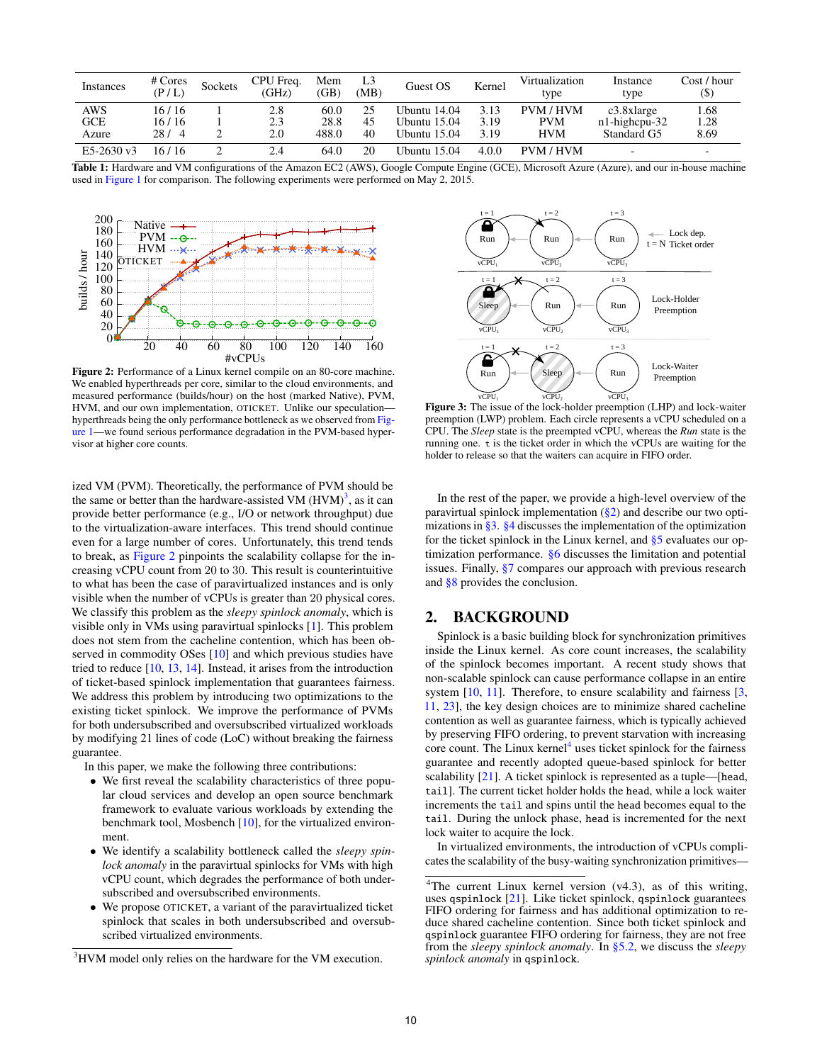| Instances | # Cores (P / L) | Sockets | CPU Freq. (GHz) | Mem (GB) | L3 (MB) | Guest OS | Kernel | Virtualization type | Instance type | Cost / hour ($) |
|---|---|---|---|---|---|---|---|---|---|---|
| AWS | 16 / 16 | 1 | 2.8 | 60.0 | 25 | Ubuntu 14.04 | 3.13 | PVM / HVM | c3.8xlarge | 1.68 |
| GCE | 16 / 16 | 1 | 2.3 | 28.8 | 45 | Ubuntu 15.04 | 3.19 | PVM | n1-highcpu-32 | 1.28 |
| Azure | 28 / 4 | 2 | 2.0 | 488.0 | 40 | Ubuntu 15.04 | 3.19 | HVM | Standard G5 | 8.69 |
| E5-2630 v3 | 16 / 16 | 2 | 2.4 | 64.0 | 20 | Ubuntu 15.04 | 4.0.0 | PVM / HVM | - | - |

**Table 1:** Hardware and VM configurations of the Amazon EC2 (AWS), Google Compute Engine (GCE), Microsoft Azure (Azure), and our in-house machine used in Figure 1 for comparison. The following experiments were performed on May 2, 2015.

**Figure 2:** Performance of a Linux kernel compile on an 80-core machine. We enabled hyperthreads per core, similar to the cloud environments, and measured performance (builds/hour) on the host (marked Native), PVM, HVM, and our own implementation, OTICKET. Unlike our speculation—hyperthreads being the only performance bottleneck as we observed from Figure 1—we found serious performance degradation in the PVM-based hypervisor at higher core counts.

**Figure 3:** The issue of the lock-holder preemption (LHP) and lock-waiter preemption (LWP) problem. Each circle represents a vCPU scheduled on a CPU. The *Sleep* state is the preempted vCPU, whereas the *Run* state is the running one. t is the ticket order in which the vCPUs are waiting for the holder to release so that the waiters can acquire in FIFO order.

ized VM (PVM). Theoretically, the performance of PVM should be the same or better than the hardware-assisted VM (HVM)[3], as it can provide better performance (e.g., I/O or network throughput) due to the virtualization-aware interfaces. This trend should continue even for a large number of cores. Unfortunately, this trend tends to break, as Figure 2 pinpoints the scalability collapse for the increasing vCPU count from 20 to 30. This result is counterintuitive to what has been the case of paravirtualized instances and is only visible when the number of vCPUs is greater than 20 physical cores. We classify this problem as the *sleepy spinlock anomaly*, which is visible only in VMs using paravirtual spinlocks [1]. This problem does not stem from the cacheline contention, which has been observed in commodity OSes [10] and which previous studies have tried to reduce [10, 13, 14]. Instead, it arises from the introduction of ticket-based spinlock implementation that guarantees fairness. We address this problem by introducing two optimizations to the existing ticket spinlock. We improve the performance of PVMs for both undersubscribed and oversubscribed virtualized workloads by modifying 21 lines of code (LoC) without breaking the fairness guarantee.

In this paper, we make the following three contributions:

- We first reveal the scalability characteristics of three popular cloud services and develop an open source benchmark framework to evaluate various workloads by extending the benchmark tool, Mosbench [10], for the virtualized environment.
- We identify a scalability bottleneck called the *sleepy spinlock anomaly* in the paravirtual spinlocks for VMs with high vCPU count, which degrades the performance of both undersubscribed and oversubscribed environments.
- We propose OTICKET, a variant of the paravirtualized ticket spinlock that scales in both undersubscribed and oversubscribed virtualized environments.

[3] HVM model only relies on the hardware for the VM execution.

In the rest of the paper, we provide a high-level overview of the paravirtual spinlock implementation (§2) and describe our two optimizations in §3. §4 discusses the implementation of the optimization for the ticket spinlock in the Linux kernel, and §5 evaluates our optimization performance. §6 discusses the limitation and potential issues. Finally, §7 compares our approach with previous research and §8 provides the conclusion.

## 2. BACKGROUND

Spinlock is a basic building block for synchronization primitives inside the Linux kernel. As core count increases, the scalability of the spinlock becomes important. A recent study shows that non-scalable spinlock can cause performance collapse in an entire system [10, 11]. Therefore, to ensure scalability and fairness [3, 11, 23], the key design choices are to minimize shared cacheline contention as well as guarantee fairness, which is typically achieved by preserving FIFO ordering, to prevent starvation with increasing core count. The Linux kernel[4] uses ticket spinlock for the fairness guarantee and recently adopted queue-based spinlock for better scalability [21]. A ticket spinlock is represented as a tuple—[head, tail]. The current ticket holder holds the head, while a lock waiter increments the tail and spins until the head becomes equal to the tail. During the unlock phase, head is incremented for the next lock waiter to acquire the lock.

In virtualized environments, the introduction of vCPUs complicates the scalability of the busy-waiting synchronization primitives—

[4] The current Linux kernel version (v4.3), as of this writing, uses qspinlock [21]. Like ticket spinlock, qspinlock guarantees FIFO ordering for fairness and has additional optimization to reduce shared cacheline contention. Since both ticket spinlock and qspinlock guarantee FIFO ordering for fairness, they are not free from the *sleepy spinlock anomaly*. In §5.2, we discuss the *sleepy spinlock anomaly* in qspinlock.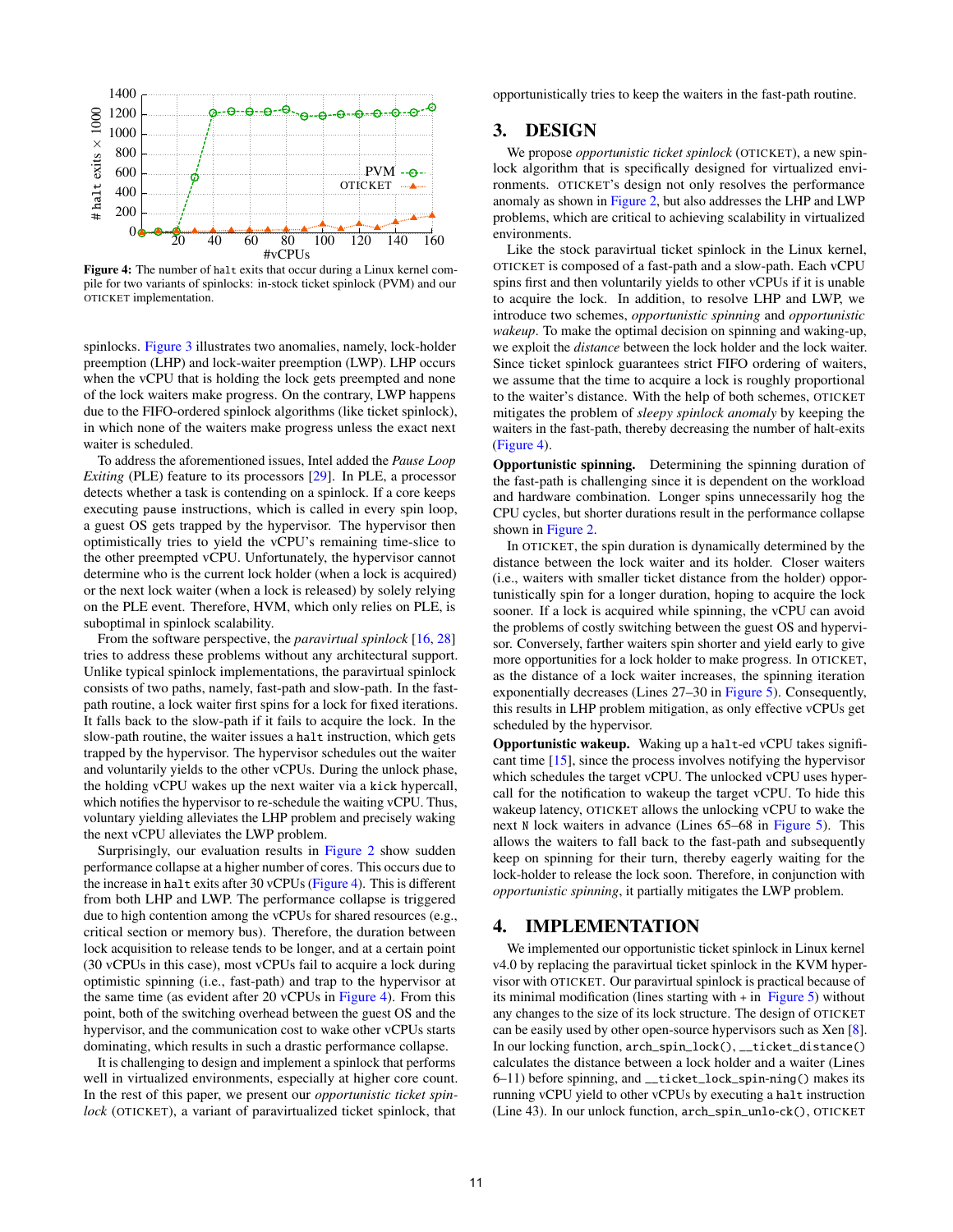**Figure 4:** The number of `halt` exits that occur during a Linux kernel compile for two variants of spinlocks: in-stock ticket spinlock (PVM) and our OTICKET implementation.

spinlocks. Figure 3 illustrates two anomalies, namely, lock-holder preemption (LHP) and lock-waiter preemption (LWP). LHP occurs when the vCPU that is holding the lock gets preempted and none of the lock waiters make progress. On the contrary, LWP happens due to the FIFO-ordered spinlock algorithms (like ticket spinlock), in which none of the waiters make progress unless the exact next waiter is scheduled.

To address the aforementioned issues, Intel added the *Pause Loop Exiting* (PLE) feature to its processors [29]. In PLE, a processor detects whether a task is contending on a spinlock. If a core keeps executing `pause` instructions, which is called in every spin loop, a guest OS gets trapped by the hypervisor. The hypervisor then optimistically tries to yield the vCPU's remaining time-slice to the other preempted vCPU. Unfortunately, the hypervisor cannot determine who is the current lock holder (when a lock is acquired) or the next lock waiter (when a lock is released) by solely relying on the PLE event. Therefore, HVM, which only relies on PLE, is suboptimal in spinlock scalability.

From the software perspective, the *paravirtual spinlock* [16, 28] tries to address these problems without any architectural support. Unlike typical spinlock implementations, the paravirtual spinlock consists of two paths, namely, fast-path and slow-path. In the fast-path routine, a lock waiter first spins for a lock for fixed iterations. It falls back to the slow-path if it fails to acquire the lock. In the slow-path routine, the waiter issues a `halt` instruction, which gets trapped by the hypervisor. The hypervisor schedules out the waiter and voluntarily yields to the other vCPUs. During the unlock phase, the holding vCPU wakes up the next waiter via a `kick` hypercall, which notifies the hypervisor to re-schedule the waiting vCPU. Thus, voluntary yielding alleviates the LHP problem and precisely waking the next vCPU alleviates the LWP problem.

Surprisingly, our evaluation results in Figure 2 show sudden performance collapse at a higher number of cores. This occurs due to the increase in `halt` exits after 30 vCPUs (Figure 4). This is different from both LHP and LWP. The performance collapse is triggered due to high contention among the vCPUs for shared resources (e.g., critical section or memory bus). Therefore, the duration between lock acquisition to release tends to be longer, and at a certain point (30 vCPUs in this case), most vCPUs fail to acquire a lock during optimistic spinning (i.e., fast-path) and trap to the hypervisor at the same time (as evident after 20 vCPUs in Figure 4). From this point, both of the switching overhead between the guest OS and the hypervisor, and the communication cost to wake other vCPUs starts dominating, which results in such a drastic performance collapse.

It is challenging to design and implement a spinlock that performs well in virtualized environments, especially at higher core count. In the rest of this paper, we present our *opportunistic ticket spinlock* (OTICKET), a variant of paravirtualized ticket spinlock, that opportunistically tries to keep the waiters in the fast-path routine.

# 3. DESIGN

We propose *opportunistic ticket spinlock* (OTICKET), a new spinlock algorithm that is specifically designed for virtualized environments. OTICKET's design not only resolves the performance anomaly as shown in Figure 2, but also addresses the LHP and LWP problems, which are critical to achieving scalability in virtualized environments.

Like the stock paravirtual ticket spinlock in the Linux kernel, OTICKET is composed of a fast-path and a slow-path. Each vCPU spins first and then voluntarily yields to other vCPUs if it is unable to acquire the lock. In addition, to resolve LHP and LWP, we introduce two schemes, *opportunistic spinning* and *opportunistic wakeup*. To make the optimal decision on spinning and waking-up, we exploit the *distance* between the lock holder and the lock waiter. Since ticket spinlock guarantees strict FIFO ordering of waiters, we assume that the time to acquire a lock is roughly proportional to the waiter's distance. With the help of both schemes, OTICKET mitigates the problem of *sleepy spinlock anomaly* by keeping the waiters in the fast-path, thereby decreasing the number of halt-exits (Figure 4).

**Opportunistic spinning.** Determining the spinning duration of the fast-path is challenging since it is dependent on the workload and hardware combination. Longer spins unnecessarily hog the CPU cycles, but shorter durations result in the performance collapse shown in Figure 2.

In OTICKET, the spin duration is dynamically determined by the distance between the lock waiter and its holder. Closer waiters (i.e., waiters with smaller ticket distance from the holder) opportunistically spin for a longer duration, hoping to acquire the lock sooner. If a lock is acquired while spinning, the vCPU can avoid the problems of costly switching between the guest OS and hypervisor. Conversely, farther waiters spin shorter and yield early to give more opportunities for a lock holder to make progress. In OTICKET, as the distance of a lock waiter increases, the spinning iteration exponentially decreases (Lines 27–30 in Figure 5). Consequently, this results in LHP problem mitigation, as only effective vCPUs get scheduled by the hypervisor.

**Opportunistic wakeup.** Waking up a `halt`-ed vCPU takes significant time [15], since the process involves notifying the hypervisor which schedules the target vCPU. The unlocked vCPU uses hypercall for the notification to wakeup the target vCPU. To hide this wakeup latency, OTICKET allows the unlocking vCPU to wake the next `N` lock waiters in advance (Lines 65–68 in Figure 5). This allows the waiters to fall back to the fast-path and subsequently keep on spinning for their turn, thereby eagerly waiting for the lock-holder to release the lock soon. Therefore, in conjunction with *opportunistic spinning*, it partially mitigates the LWP problem.

# 4. IMPLEMENTATION

We implemented our opportunistic ticket spinlock in Linux kernel v4.0 by replacing the paravirtual ticket spinlock in the KVM hypervisor with OTICKET. Our paravirtual spinlock is practical because of its minimal modification (lines starting with + in Figure 5) without any changes to the size of its lock structure. The design of OTICKET can be easily used by other open-source hypervisors such as Xen [8]. In our locking function, `arch_spin_lock()`, `__ticket_distance()` calculates the distance between a lock holder and a waiter (Lines 6–11) before spinning, and `__ticket_lock_spin-ning()` makes its running vCPU yield to other vCPUs by executing a `halt` instruction (Line 43). In our unlock function, `arch_spin_unlo-ck()`, OTICKET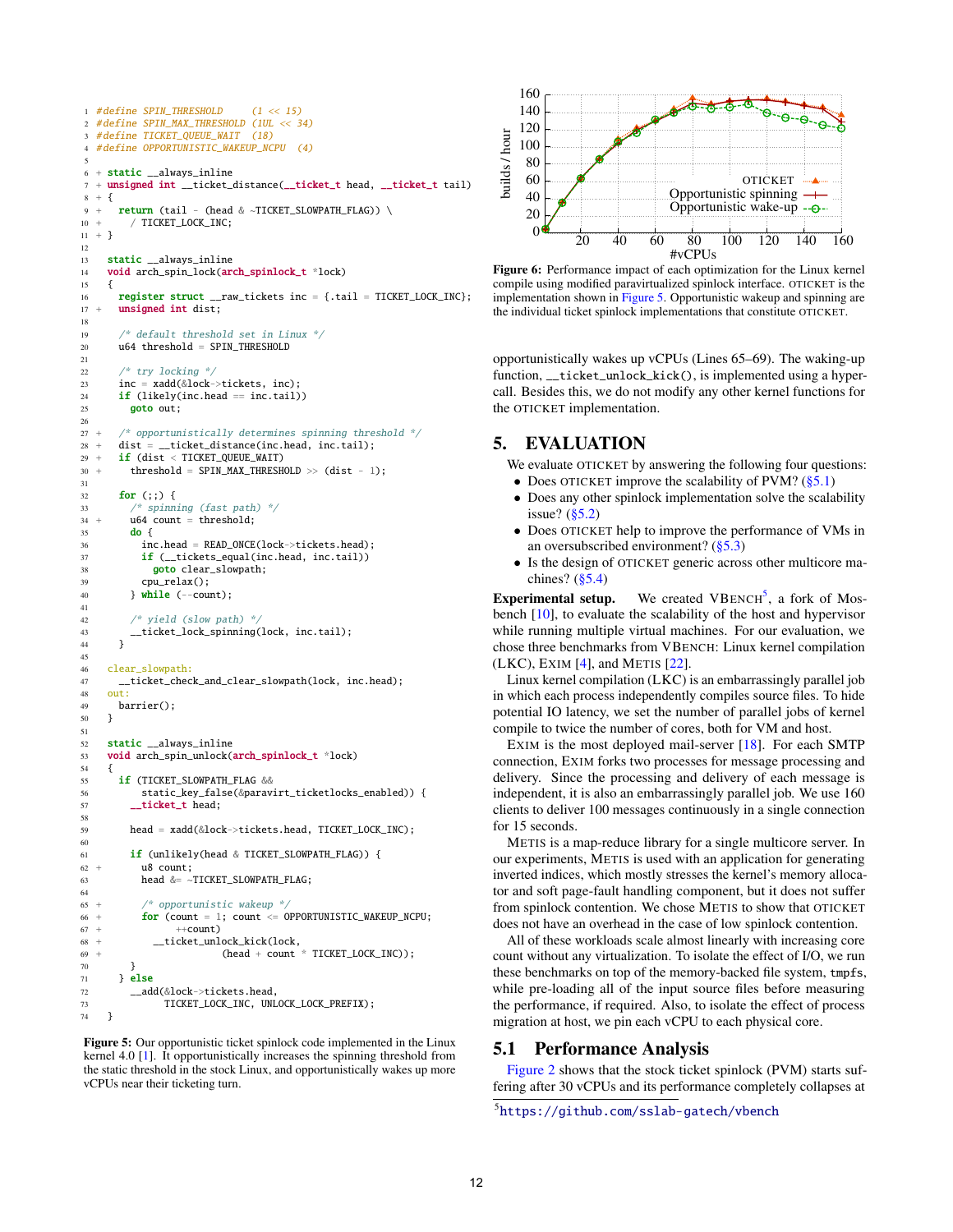```c
1   #define SPIN_THRESHOLD     (1 << 15)
2   #define SPIN_MAX_THRESHOLD (1UL << 34)
3   #define TICKET_QUEUE_WAIT  (18)
4   #define OPPORTUNISTIC_WAKEUP_NCPU  (4)
5
6 + static __always_inline
7 + unsigned int __ticket_distance(__ticket_t head, __ticket_t tail)
8 + {
9 +   return (tail - (head & ~TICKET_SLOWPATH_FLAG)) \
10 +     / TICKET_LOCK_INC;
11 + }
12
13   static __always_inline
14   void arch_spin_lock(arch_spinlock_t *lock)
15   {
16     register struct __raw_tickets inc = {.tail = TICKET_LOCK_INC};
17 +   unsigned int dist;
18
19     /* default threshold set in Linux */
20     u64 threshold = SPIN_THRESHOLD
21
22     /* try locking */
23     inc = xadd(&lock->tickets, inc);
24     if (likely(inc.head == inc.tail))
25       goto out;
26
27 +   /* opportunistically determines spinning threshold */
28 +   dist = __ticket_distance(inc.head, inc.tail);
29 +   if (dist < TICKET_QUEUE_WAIT)
30 +     threshold = SPIN_MAX_THRESHOLD >> (dist - 1);
31
32     for (;;) {
33       /* spinning (fast path) */
34 +     u64 count = threshold;
35       do {
36         inc.head = READ_ONCE(lock->tickets.head);
37         if (__tickets_equal(inc.head, inc.tail))
38           goto clear_slowpath;
39         cpu_relax();
40       } while (--count);
41
42       /* yield (slow path) */
43       __ticket_lock_spinning(lock, inc.tail);
44     }
45
46   clear_slowpath:
47     __ticket_check_and_clear_slowpath(lock, inc.head);
48   out:
49     barrier();
50   }
51
52   static __always_inline
53   void arch_spin_unlock(arch_spinlock_t *lock)
54   {
55     if (TICKET_SLOWPATH_FLAG &&
56         static_key_false(&paravirt_ticketlocks_enabled)) {
57       __ticket_t head;
58
59       head = xadd(&lock->tickets.head, TICKET_LOCK_INC);
60
61       if (unlikely(head & TICKET_SLOWPATH_FLAG)) {
62 +       u8 count;
63         head &= ~TICKET_SLOWPATH_FLAG;
64
65 +       /* opportunistic wakeup */
66 +       for (count = 1; count <= OPPORTUNISTIC_WAKEUP_NCPU;
67 +            ++count)
68 +         __ticket_unlock_kick(lock,
69 +                    (head + count * TICKET_LOCK_INC));
70       }
71     } else
72       __add(&lock->tickets.head,
73             TICKET_LOCK_INC, UNLOCK_LOCK_PREFIX);
74   }
```

**Figure 5:** Our opportunistic ticket spinlock code implemented in the Linux kernel 4.0 [1]. It opportunistically increases the spinning threshold from the static threshold in the stock Linux, and opportunistically wakes up more vCPUs near their ticketing turn.

**Figure 6:** Performance impact of each optimization for the Linux kernel compile using modified paravirtualized spinlock interface. OTICKET is the implementation shown in Figure 5. Opportunistic wakeup and spinning are the individual ticket spinlock implementations that constitute OTICKET.

opportunistically wakes up vCPUs (Lines 65–69). The waking-up function, `__ticket_unlock_kick()`, is implemented using a hypercall. Besides this, we do not modify any other kernel functions for the OTICKET implementation.

# 5. EVALUATION

We evaluate OTICKET by answering the following four questions:

- Does OTICKET improve the scalability of PVM? (§5.1)
- Does any other spinlock implementation solve the scalability issue? (§5.2)
- Does OTICKET help to improve the performance of VMs in an oversubscribed environment? (§5.3)
- Is the design of OTICKET generic across other multicore machines? (§5.4)

**Experimental setup.** We created VBENCH[5], a fork of Mosbench [10], to evaluate the scalability of the host and hypervisor while running multiple virtual machines. For our evaluation, we chose three benchmarks from VBENCH: Linux kernel compilation (LKC), EXIM [4], and METIS [22].

Linux kernel compilation (LKC) is an embarrassingly parallel job in which each process independently compiles source files. To hide potential IO latency, we set the number of parallel jobs of kernel compile to twice the number of cores, both for VM and host.

EXIM is the most deployed mail-server [18]. For each SMTP connection, EXIM forks two processes for message processing and delivery. Since the processing and delivery of each message is independent, it is also an embarrassingly parallel job. We use 160 clients to deliver 100 messages continuously in a single connection for 15 seconds.

METIS is a map-reduce library for a single multicore server. In our experiments, METIS is used with an application for generating inverted indices, which mostly stresses the kernel's memory allocator and soft page-fault handling component, but it does not suffer from spinlock contention. We chose METIS to show that OTICKET does not have an overhead in the case of low spinlock contention.

All of these workloads scale almost linearly with increasing core count without any virtualization. To isolate the effect of I/O, we run these benchmarks on top of the memory-backed file system, `tmpfs`, while pre-loading all of the input source files before measuring the performance, if required. Also, to isolate the effect of process migration at host, we pin each vCPU to each physical core.

## 5.1 Performance Analysis

Figure 2 shows that the stock ticket spinlock (PVM) starts suffering after 30 vCPUs and its performance completely collapses at

[5] https://github.com/sslab-gatech/vbench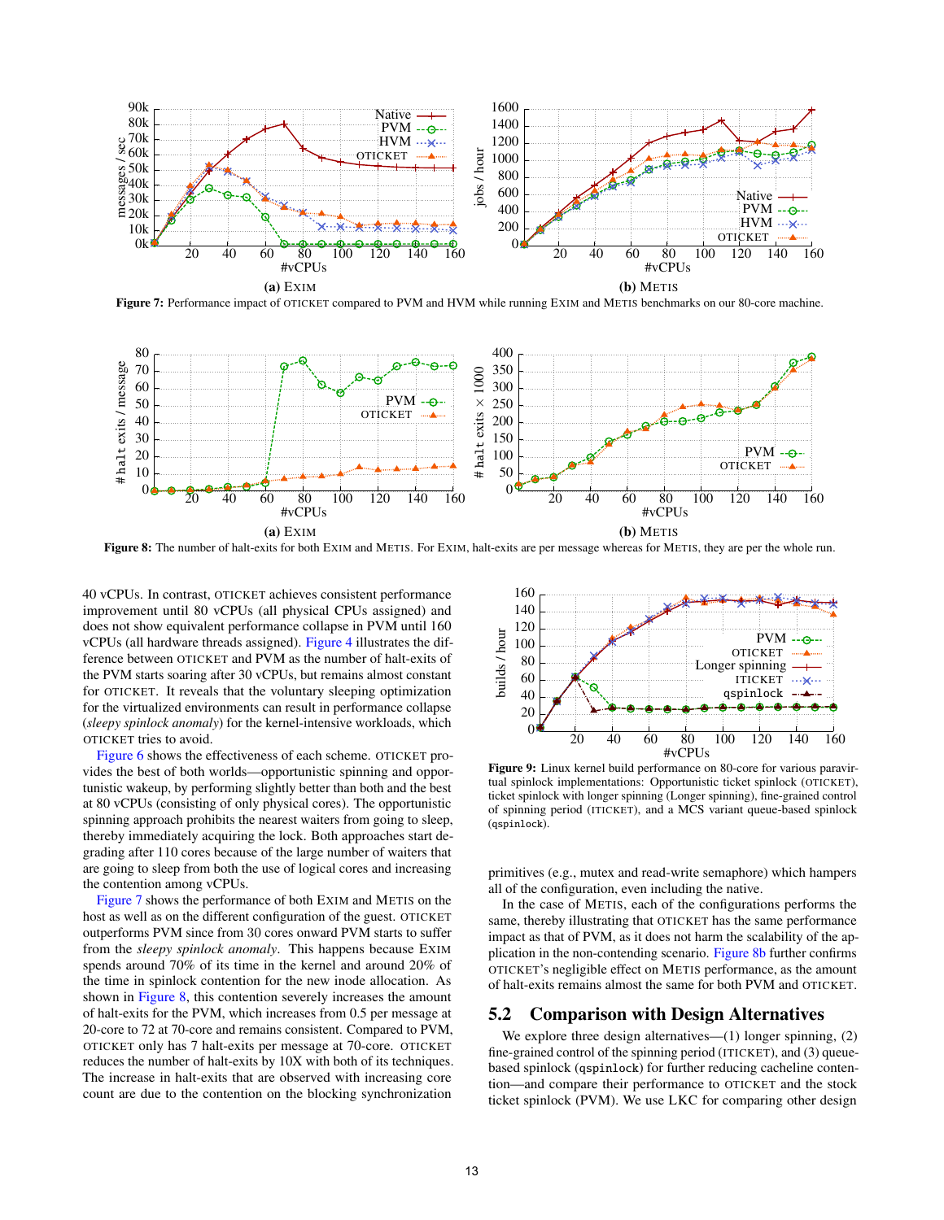Figure 7: Performance impact of OTICKET compared to PVM and HVM while running EXIM and METIS benchmarks on our 80-core machine.

(a) EXIM

(b) METIS

Figure 8: The number of halt-exits for both EXIM and METIS. For EXIM, halt-exits are per message whereas for METIS, they are per the whole run.

(a) EXIM

(b) METIS

40 vCPUs. In contrast, OTICKET achieves consistent performance improvement until 80 vCPUs (all physical CPUs assigned) and does not show equivalent performance collapse in PVM until 160 vCPUs (all hardware threads assigned). Figure 4 illustrates the difference between OTICKET and PVM as the number of halt-exits of the PVM starts soaring after 30 vCPUs, but remains almost constant for OTICKET. It reveals that the voluntary sleeping optimization for the virtualized environments can result in performance collapse (*sleepy spinlock anomaly*) for the kernel-intensive workloads, which OTICKET tries to avoid.

Figure 6 shows the effectiveness of each scheme. OTICKET provides the best of both worlds—opportunistic spinning and opportunistic wakeup, by performing slightly better than both and the best at 80 vCPUs (consisting of only physical cores). The opportunistic spinning approach prohibits the nearest waiters from going to sleep, thereby immediately acquiring the lock. Both approaches start degrading after 110 cores because of the large number of waiters that are going to sleep from both the use of logical cores and increasing the contention among vCPUs.

Figure 7 shows the performance of both EXIM and METIS on the host as well as on the different configuration of the guest. OTICKET outperforms PVM since from 30 cores onward PVM starts to suffer from the *sleepy spinlock anomaly*. This happens because EXIM spends around 70% of its time in the kernel and around 20% of the time in spinlock contention for the new inode allocation. As shown in Figure 8, this contention severely increases the amount of halt-exits for the PVM, which increases from 0.5 per message at 20-core to 72 at 70-core and remains consistent. Compared to PVM, OTICKET only has 7 halt-exits per message at 70-core. OTICKET reduces the number of halt-exits by 10X with both of its techniques. The increase in halt-exits that are observed with increasing core count are due to the contention on the blocking synchronization primitives (e.g., mutex and read-write semaphore) which hampers all of the configuration, even including the native.

Figure 9: Linux kernel build performance on 80-core for various paravirtual spinlock implementations: Opportunistic ticket spinlock (OTICKET), ticket spinlock with longer spinning (Longer spinning), fine-grained control of spinning period (ITICKET), and a MCS variant queue-based spinlock (qspinlock).

In the case of METIS, each of the configurations performs the same, thereby illustrating that OTICKET has the same performance impact as that of PVM, as it does not harm the scalability of the application in the non-contending scenario. Figure 8b further confirms OTICKET's negligible effect on METIS performance, as the amount of halt-exits remains almost the same for both PVM and OTICKET.

## 5.2 Comparison with Design Alternatives

We explore three design alternatives—(1) longer spinning, (2) fine-grained control of the spinning period (ITICKET), and (3) queue-based spinlock (qspinlock) for further reducing cacheline contention—and compare their performance to OTICKET and the stock ticket spinlock (PVM). We use LKC for comparing other design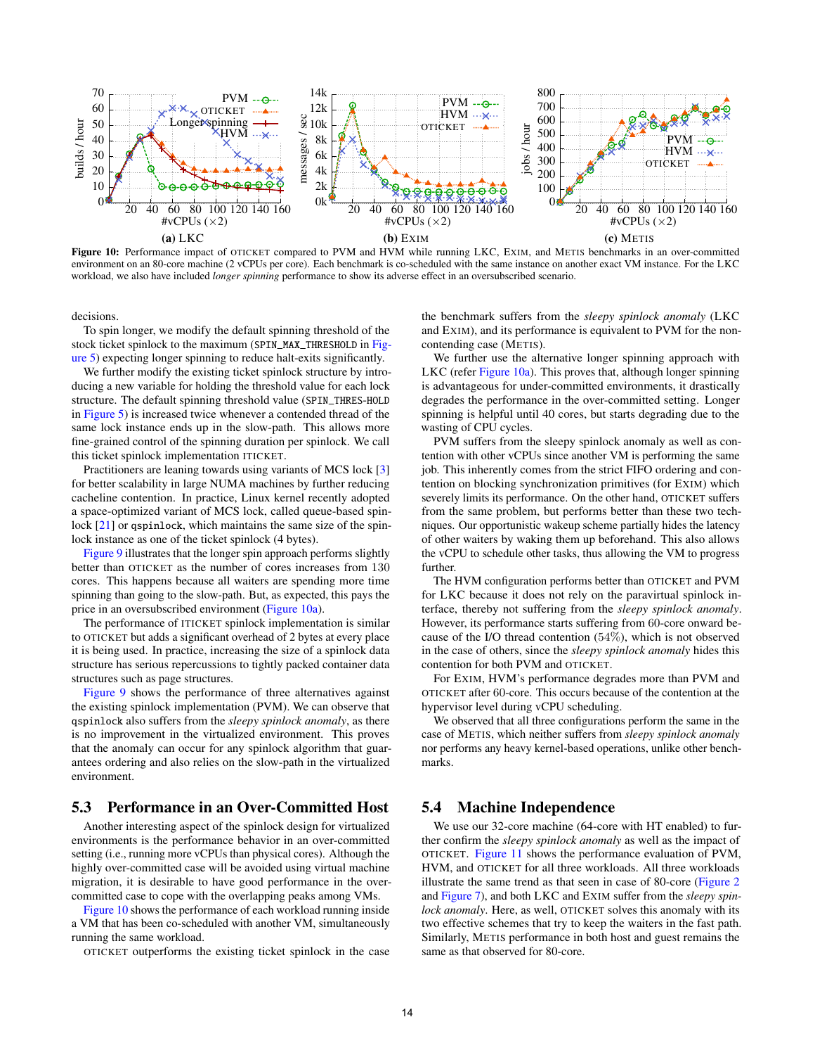(a) LKC (b) EXIM (c) METIS

**Figure 10:** Performance impact of OTICKET compared to PVM and HVM while running LKC, EXIM, and METIS benchmarks in an over-committed environment on an 80-core machine (2 vCPUs per core). Each benchmark is co-scheduled with the same instance on another exact VM instance. For the LKC workload, we also have included *longer spinning* performance to show its adverse effect in an oversubscribed scenario.

decisions.

To spin longer, we modify the default spinning threshold of the stock ticket spinlock to the maximum (SPIN_MAX_THRESHOLD in Figure 5) expecting longer spinning to reduce halt-exits significantly.

We further modify the existing ticket spinlock structure by introducing a new variable for holding the threshold value for each lock structure. The default spinning threshold value (SPIN_THRES-HOLD in Figure 5) is increased twice whenever a contended thread of the same lock instance ends up in the slow-path. This allows more fine-grained control of the spinning duration per spinlock. We call this ticket spinlock implementation ITICKET.

Practitioners are leaning towards using variants of MCS lock [3] for better scalability in large NUMA machines by further reducing cacheline contention. In practice, Linux kernel recently adopted a space-optimized variant of MCS lock, called queue-based spinlock [21] or qspinlock, which maintains the same size of the spinlock instance as one of the ticket spinlock (4 bytes).

Figure 9 illustrates that the longer spin approach performs slightly better than OTICKET as the number of cores increases from 130 cores. This happens because all waiters are spending more time spinning than going to the slow-path. But, as expected, this pays the price in an oversubscribed environment (Figure 10a).

The performance of ITICKET spinlock implementation is similar to OTICKET but adds a significant overhead of 2 bytes at every place it is being used. In practice, increasing the size of a spinlock data structure has serious repercussions to tightly packed container data structures such as page structures.

Figure 9 shows the performance of three alternatives against the existing spinlock implementation (PVM). We can observe that qspinlock also suffers from the *sleepy spinlock anomaly*, as there is no improvement in the virtualized environment. This proves that the anomaly can occur for any spinlock algorithm that guarantees ordering and also relies on the slow-path in the virtualized environment.

## 5.3 Performance in an Over-Committed Host

Another interesting aspect of the spinlock design for virtualized environments is the performance behavior in an over-committed setting (i.e., running more vCPUs than physical cores). Although the highly over-committed case will be avoided using virtual machine migration, it is desirable to have good performance in the over-committed case to cope with the overlapping peaks among VMs.

Figure 10 shows the performance of each workload running inside a VM that has been co-scheduled with another VM, simultaneously running the same workload.

OTICKET outperforms the existing ticket spinlock in the case the benchmark suffers from the *sleepy spinlock anomaly* (LKC and EXIM), and its performance is equivalent to PVM for the non-contending case (METIS).

We further use the alternative longer spinning approach with LKC (refer Figure 10a). This proves that, although longer spinning is advantageous for under-committed environments, it drastically degrades the performance in the over-committed setting. Longer spinning is helpful until 40 cores, but starts degrading due to the wasting of CPU cycles.

PVM suffers from the sleepy spinlock anomaly as well as contention with other vCPUs since another VM is performing the same job. This inherently comes from the strict FIFO ordering and contention on blocking synchronization primitives (for EXIM) which severely limits its performance. On the other hand, OTICKET suffers from the same problem, but performs better than these two techniques. Our opportunistic wakeup scheme partially hides the latency of other waiters by waking them up beforehand. This also allows the vCPU to schedule other tasks, thus allowing the VM to progress further.

The HVM configuration performs better than OTICKET and PVM for LKC because it does not rely on the paravirtual spinlock interface, thereby not suffering from the *sleepy spinlock anomaly*. However, its performance starts suffering from 60-core onward because of the I/O thread contention (54%), which is not observed in the case of others, since the *sleepy spinlock anomaly* hides this contention for both PVM and OTICKET.

For EXIM, HVM's performance degrades more than PVM and OTICKET after 60-core. This occurs because of the contention at the hypervisor level during vCPU scheduling.

We observed that all three configurations perform the same in the case of METIS, which neither suffers from *sleepy spinlock anomaly* nor performs any heavy kernel-based operations, unlike other benchmarks.

## 5.4 Machine Independence

We use our 32-core machine (64-core with HT enabled) to further confirm the *sleepy spinlock anomaly* as well as the impact of OTICKET. Figure 11 shows the performance evaluation of PVM, HVM, and OTICKET for all three workloads. All three workloads illustrate the same trend as that seen in case of 80-core (Figure 2 and Figure 7), and both LKC and EXIM suffer from the *sleepy spinlock anomaly*. Here, as well, OTICKET solves this anomaly with its two effective schemes that try to keep the waiters in the fast path. Similarly, METIS performance in both host and guest remains the same as that observed for 80-core.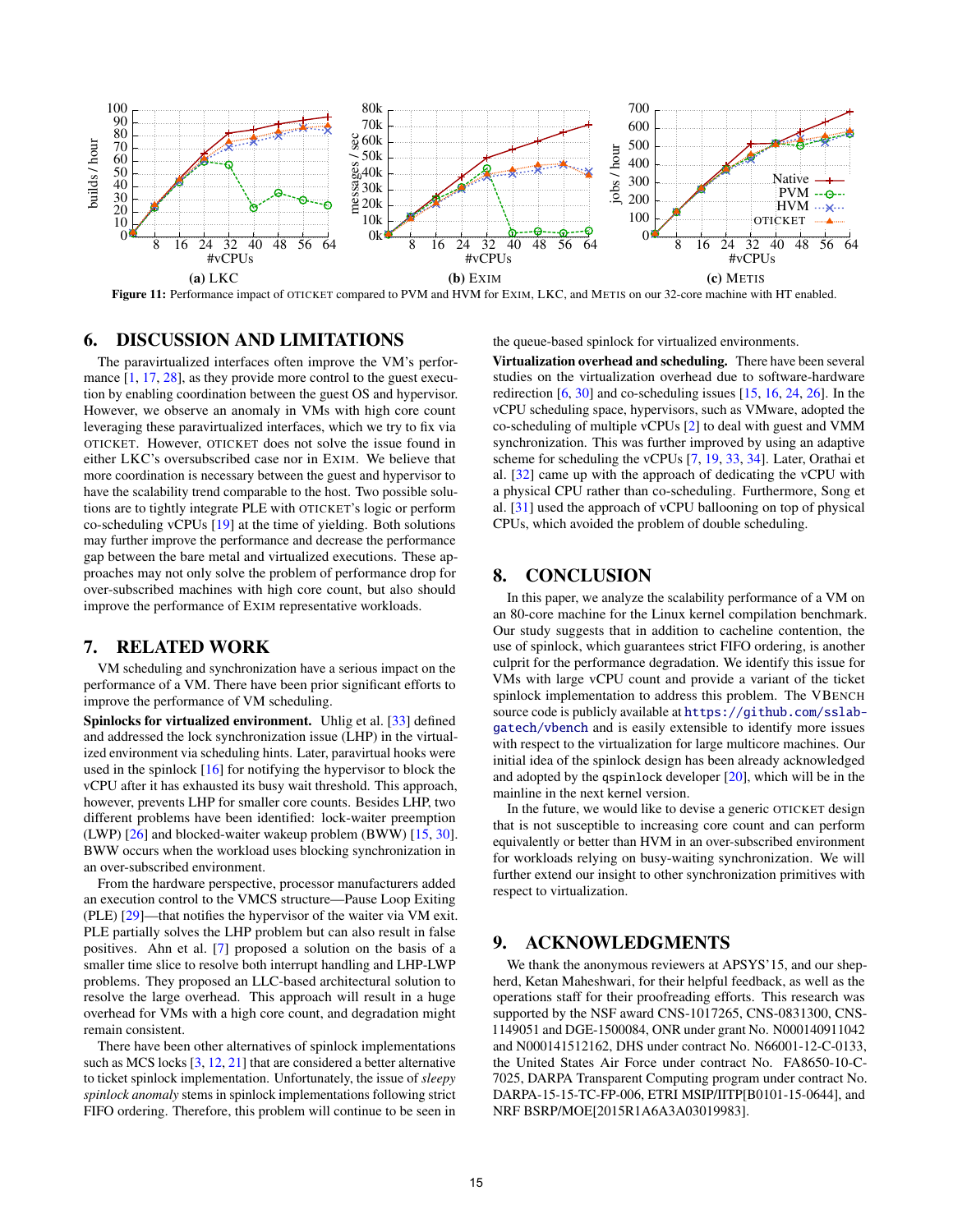Figure 11: Performance impact of OTICKET compared to PVM and HVM for EXIM, LKC, and METIS on our 32-core machine with HT enabled.

## 6. DISCUSSION AND LIMITATIONS

The paravirtualized interfaces often improve the VM's performance [1, 17, 28], as they provide more control to the guest execution by enabling coordination between the guest OS and hypervisor. However, we observe an anomaly in VMs with high core count leveraging these paravirtualized interfaces, which we try to fix via OTICKET. However, OTICKET does not solve the issue found in either LKC's oversubscribed case nor in EXIM. We believe that more coordination is necessary between the guest and hypervisor to have the scalability trend comparable to the host. Two possible solutions are to tightly integrate PLE with OTICKET's logic or perform co-scheduling vCPUs [19] at the time of yielding. Both solutions may further improve the performance and decrease the performance gap between the bare metal and virtualized executions. These approaches may not only solve the problem of performance drop for over-subscribed machines with high core count, but also should improve the performance of EXIM representative workloads.

## 7. RELATED WORK

VM scheduling and synchronization have a serious impact on the performance of a VM. There have been prior significant efforts to improve the performance of VM scheduling.

**Spinlocks for virtualized environment.** Uhlig et al. [33] defined and addressed the lock synchronization issue (LHP) in the virtualized environment via scheduling hints. Later, paravirtual hooks were used in the spinlock [16] for notifying the hypervisor to block the vCPU after it has exhausted its busy wait threshold. This approach, however, prevents LHP for smaller core counts. Besides LHP, two different problems have been identified: lock-waiter preemption (LWP) [26] and blocked-waiter wakeup problem (BWW) [15, 30]. BWW occurs when the workload uses blocking synchronization in an over-subscribed environment.

From the hardware perspective, processor manufacturers added an execution control to the VMCS structure—Pause Loop Exiting (PLE) [29]—that notifies the hypervisor of the waiter via VM exit. PLE partially solves the LHP problem but can also result in false positives. Ahn et al. [7] proposed a solution on the basis of a smaller time slice to resolve both interrupt handling and LHP-LWP problems. They proposed an LLC-based architectural solution to resolve the large overhead. This approach will result in a huge overhead for VMs with a high core count, and degradation might remain consistent.

There have been other alternatives of spinlock implementations such as MCS locks [3, 12, 21] that are considered a better alternative to ticket spinlock implementation. Unfortunately, the issue of *sleepy spinlock anomaly* stems in spinlock implementations following strict FIFO ordering. Therefore, this problem will continue to be seen in the queue-based spinlock for virtualized environments.

**Virtualization overhead and scheduling.** There have been several studies on the virtualization overhead due to software-hardware redirection [6, 30] and co-scheduling issues [15, 16, 24, 26]. In the vCPU scheduling space, hypervisors, such as VMware, adopted the co-scheduling of multiple vCPUs [2] to deal with guest and VMM synchronization. This was further improved by using an adaptive scheme for scheduling the vCPUs [7, 19, 33, 34]. Later, Orathai et al. [32] came up with the approach of dedicating the vCPU with a physical CPU rather than co-scheduling. Furthermore, Song et al. [31] used the approach of vCPU ballooning on top of physical CPUs, which avoided the problem of double scheduling.

## 8. CONCLUSION

In this paper, we analyze the scalability performance of a VM on an 80-core machine for the Linux kernel compilation benchmark. Our study suggests that in addition to cacheline contention, the use of spinlock, which guarantees strict FIFO ordering, is another culprit for the performance degradation. We identify this issue for VMs with large vCPU count and provide a variant of the ticket spinlock implementation to address this problem. The VBENCH source code is publicly available at https://github.com/sslab-gatech/vbench and is easily extensible to identify more issues with respect to the virtualization for large multicore machines. Our initial idea of the spinlock design has been already acknowledged and adopted by the `qspinlock` developer [20], which will be in the mainline in the next kernel version.

In the future, we would like to devise a generic OTICKET design that is not susceptible to increasing core count and can perform equivalently or better than HVM in an over-subscribed environment for workloads relying on busy-waiting synchronization. We will further extend our insight to other synchronization primitives with respect to virtualization.

## 9. ACKNOWLEDGMENTS

We thank the anonymous reviewers at APSYS'15, and our shepherd, Ketan Maheshwari, for their helpful feedback, as well as the operations staff for their proofreading efforts. This research was supported by the NSF award CNS-1017265, CNS-0831300, CNS-1149051 and DGE-1500084, ONR under grant No. N000140911042 and N000141512162, DHS under contract No. N66001-12-C-0133, United States Air Force under contract No. FA8650-10-C-7025, DARPA Transparent Computing program under contract No. DARPA-15-15-TC-FP-006, ETRI MSIP/IITP[B0101-15-0644], and NRF BSRP/MOE[2015R1A6A3A03019983].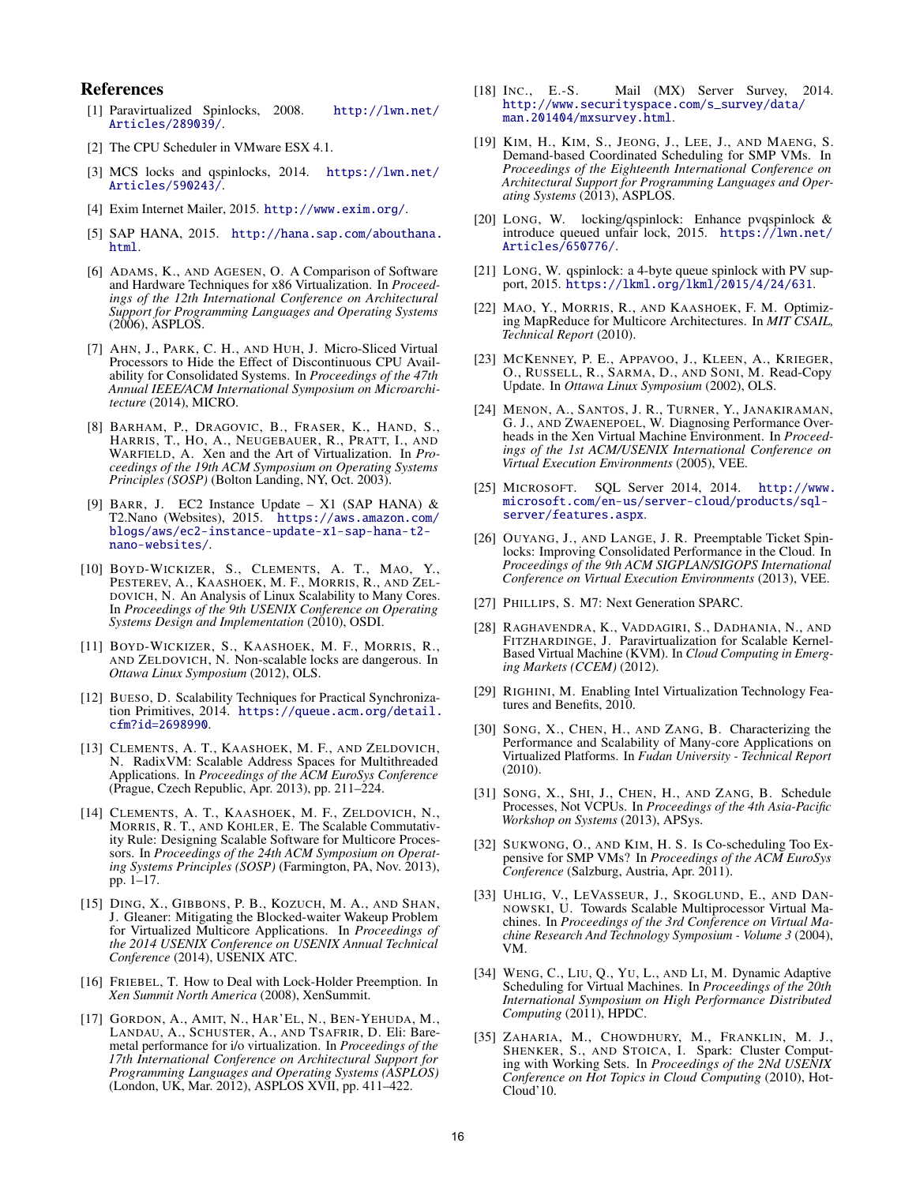# References

[1] Paravirtualized Spinlocks, 2008. http://lwn.net/Articles/289039/.

[2] The CPU Scheduler in VMware ESX 4.1.

[3] MCS locks and qspinlocks, 2014. https://lwn.net/Articles/590243/.

[4] Exim Internet Mailer, 2015. http://www.exim.org/.

[5] SAP HANA, 2015. http://hana.sap.com/abouthana.html.

[6] Adams, K., and Agesen, O. A Comparison of Software and Hardware Techniques for x86 Virtualization. In *Proceedings of the 12th International Conference on Architectural Support for Programming Languages and Operating Systems* (2006), ASPLOS.

[7] Ahn, J., Park, C. H., and Huh, J. Micro-Sliced Virtual Processors to Hide the Effect of Discontinuous CPU Availability for Consolidated Systems. In *Proceedings of the 47th Annual IEEE/ACM International Symposium on Microarchitecture* (2014), MICRO.

[8] Barham, P., Dragovic, B., Fraser, K., Hand, S., Harris, T., Ho, A., Neugebauer, R., Pratt, I., and Warfield, A. Xen and the Art of Virtualization. In *Proceedings of the 19th ACM Symposium on Operating Systems Principles (SOSP)* (Bolton Landing, NY, Oct. 2003).

[9] Barr, J. EC2 Instance Update – X1 (SAP HANA) & T2.Nano (Websites), 2015. https://aws.amazon.com/blogs/aws/ec2-instance-update-x1-sap-hana-t2-nano-websites/.

[10] Boyd-Wickizer, S., Clements, A. T., Mao, Y., Pesterev, A., Kaashoek, M. F., Morris, R., and Zeldovich, N. An Analysis of Linux Scalability to Many Cores. In *Proceedings of the 9th USENIX Conference on Operating Systems Design and Implementation* (2010), OSDI.

[11] Boyd-Wickizer, S., Kaashoek, M. F., Morris, R., and Zeldovich, N. Non-scalable locks are dangerous. In *Ottawa Linux Symposium* (2012), OLS.

[12] Bueso, D. Scalability Techniques for Practical Synchronization Primitives, 2014. https://queue.acm.org/detail.cfm?id=2698990.

[13] Clements, A. T., Kaashoek, M. F., and Zeldovich, N. RadixVM: Scalable Address Spaces for Multithreaded Applications. In *Proceedings of the ACM EuroSys Conference* (Prague, Czech Republic, Apr. 2013), pp. 211–224.

[14] Clements, A. T., Kaashoek, M. F., Zeldovich, N., Morris, R. T., and Kohler, E. The Scalable Commutativity Rule: Designing Scalable Software for Multicore Processors. In *Proceedings of the 24th ACM Symposium on Operating Systems Principles (SOSP)* (Farmington, PA, Nov. 2013), pp. 1–17.

[15] Ding, X., Gibbons, P. B., Kozuch, M. A., and Shan, J. Gleaner: Mitigating the Blocked-waiter Wakeup Problem for Virtualized Multicore Applications. In *Proceedings of the 2014 USENIX Conference on USENIX Annual Technical Conference* (2014), USENIX ATC.

[16] Friebel, T. How to Deal with Lock-Holder Preemption. In *Xen Summit North America* (2008), XenSummit.

[17] Gordon, A., Amit, N., Har'El, N., Ben-Yehuda, M., Landau, A., Schuster, A., and Tsafrir, D. Eli: Bare-metal performance for i/o virtualization. In *Proceedings of the 17th International Conference on Architectural Support for Programming Languages and Operating Systems (ASPLOS)* (London, UK, Mar. 2012), ASPLOS XVII, pp. 411–422.

[18] Inc., E.-S. Mail (MX) Server Survey, 2014. http://www.securityspace.com/s_survey/data/man.201404/mxsurvey.html.

[19] Kim, H., Kim, S., Jeong, J., Lee, J., and Maeng, S. Demand-based Coordinated Scheduling for SMP VMs. In *Proceedings of the Eighteenth International Conference on Architectural Support for Programming Languages and Operating Systems* (2013), ASPLOS.

[20] Long, W. locking/qspinlock: Enhance pvqspinlock & introduce queued unfair lock, 2015. https://lwn.net/Articles/650776/.

[21] Long, W. qspinlock: a 4-byte queue spinlock with PV support, 2015. https://lkml.org/lkml/2015/4/24/631.

[22] Mao, Y., Morris, R., and Kaashoek, F. M. Optimizing MapReduce for Multicore Architectures. In *MIT CSAIL, Technical Report* (2010).

[23] McKenney, P. E., Appavoo, J., Kleen, A., Krieger, O., Russell, R., Sarma, D., and Soni, M. Read-Copy Update. In *Ottawa Linux Symposium* (2002), OLS.

[24] Menon, A., Santos, J. R., Turner, Y., Janakiraman, G. J., and Zwaenepoel, W. Diagnosing Performance Overheads in the Xen Virtual Machine Environment. In *Proceedings of the 1st ACM/USENIX International Conference on Virtual Execution Environments* (2005), VEE.

[25] Microsoft. SQL Server 2014, 2014. http://www.microsoft.com/en-us/server-cloud/products/sql-server/features.aspx.

[26] Ouyang, J., and Lange, J. R. Preemptable Ticket Spinlocks: Improving Consolidated Performance in the Cloud. In *Proceedings of the 9th ACM SIGPLAN/SIGOPS International Conference on Virtual Execution Environments* (2013), VEE.

[27] Phillips, S. M7: Next Generation SPARC.

[28] Raghavendra, K., Vaddagiri, S., Dadhania, N., and Fitzhardinge, J. Paravirtualization for Scalable Kernel-Based Virtual Machine (KVM). In *Cloud Computing in Emerging Markets (CCEM)* (2012).

[29] Righini, M. Enabling Intel Virtualization Technology Features and Benefits, 2010.

[30] Song, X., Chen, H., and Zang, B. Characterizing the Performance and Scalability of Many-core Applications on Virtualized Platforms. In *Fudan University - Technical Report* (2010).

[31] Song, X., Shi, J., Chen, H., and Zang, B. Schedule Processes, Not VCPUs. In *Proceedings of the 4th Asia-Pacific Workshop on Systems* (2013), APSys.

[32] Sukwong, O., and Kim, H. S. Is Co-scheduling Too Expensive for SMP VMs? In *Proceedings of the ACM EuroSys Conference* (Salzburg, Austria, Apr. 2011).

[33] Uhlig, V., LeVasseur, J., Skoglund, E., and Dannowski, U. Towards Scalable Multiprocessor Virtual Machines. In *Proceedings of the 3rd Conference on Virtual Machine Research And Technology Symposium - Volume 3* (2004), VM.

[34] Weng, C., Liu, Q., Yu, L., and Li, M. Dynamic Adaptive Scheduling for Virtual Machines. In *Proceedings of the 20th International Symposium on High Performance Distributed Computing* (2011), HPDC.

[35] Zaharia, M., Chowdhury, M., Franklin, M. J., Shenker, S., and Stoica, I. Spark: Cluster Computing with Working Sets. In *Proceedings of the 2Nd USENIX Conference on Hot Topics in Cloud Computing* (2010), HotCloud'10.